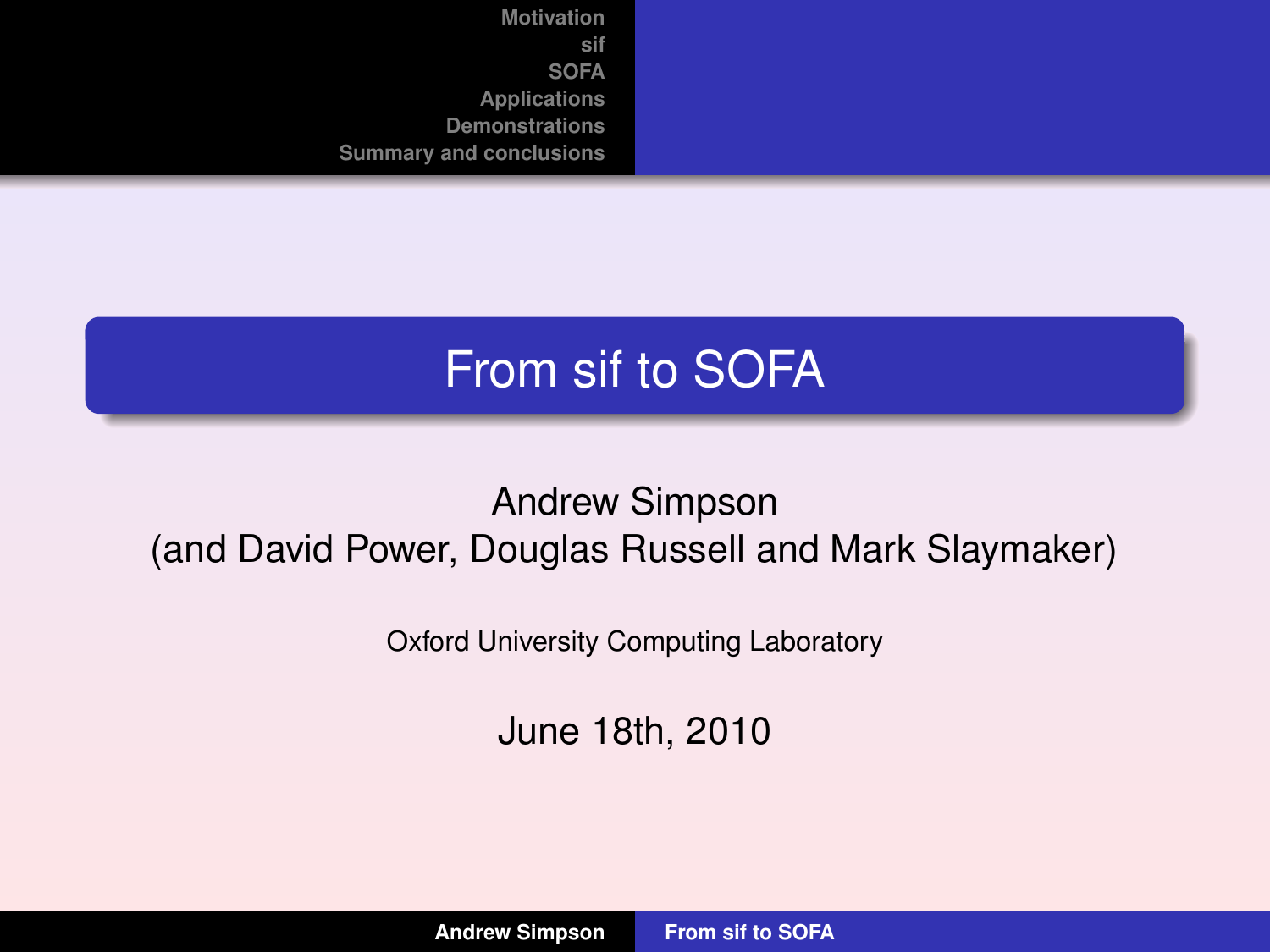# From sif to SOFA

Andrew Simpson
(and David Power, Douglas Russell and Mark Slaymaker)

Oxford University Computing Laboratory

June 18th, 2010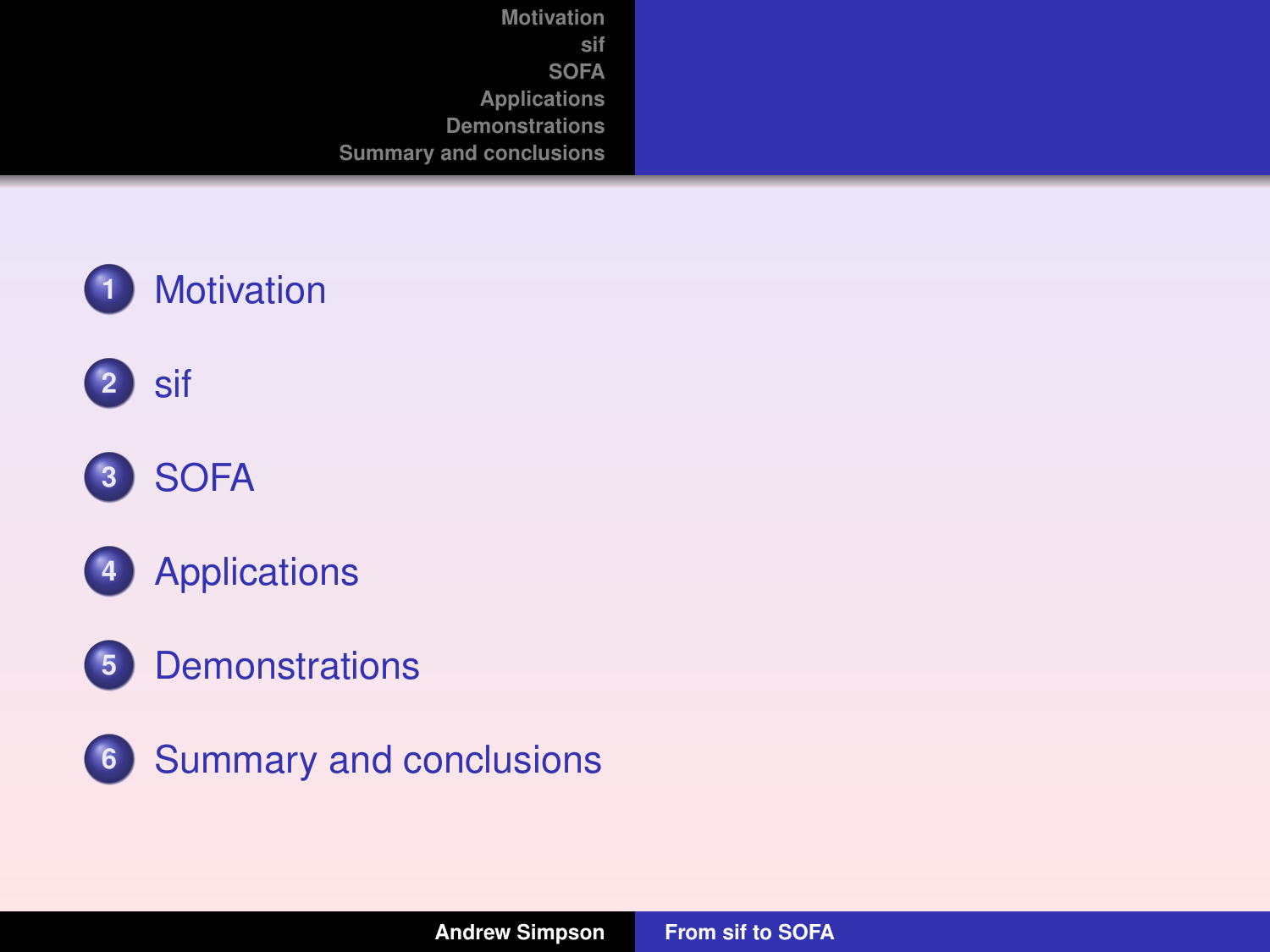1. Motivation
2. sif
3. SOFA
4. Applications
5. Demonstrations
6. Summary and conclusions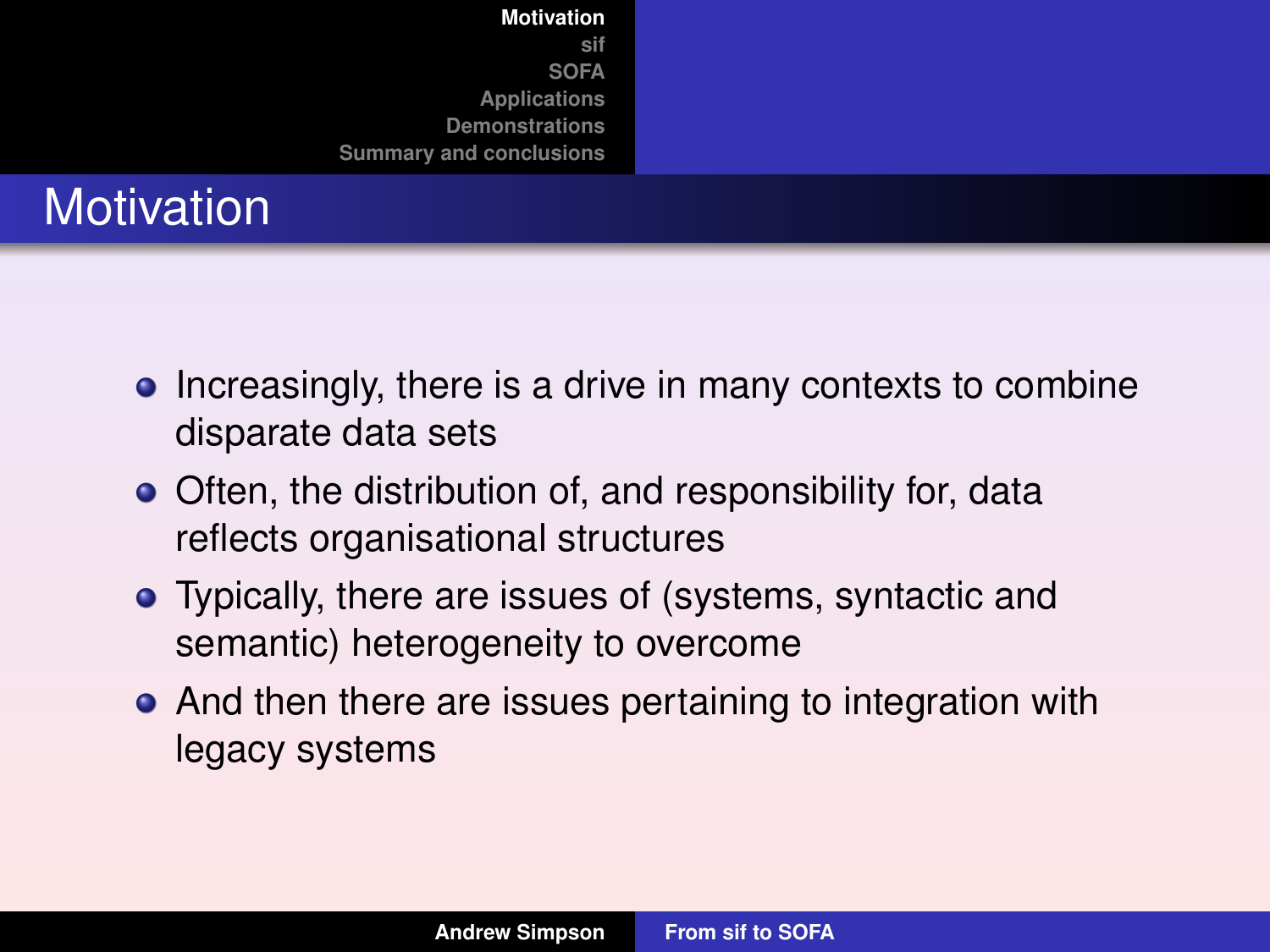# Motivation

- Increasingly, there is a drive in many contexts to combine disparate data sets
- Often, the distribution of, and responsibility for, data reflects organisational structures
- Typically, there are issues of (systems, syntactic and semantic) heterogeneity to overcome
- And then there are issues pertaining to integration with legacy systems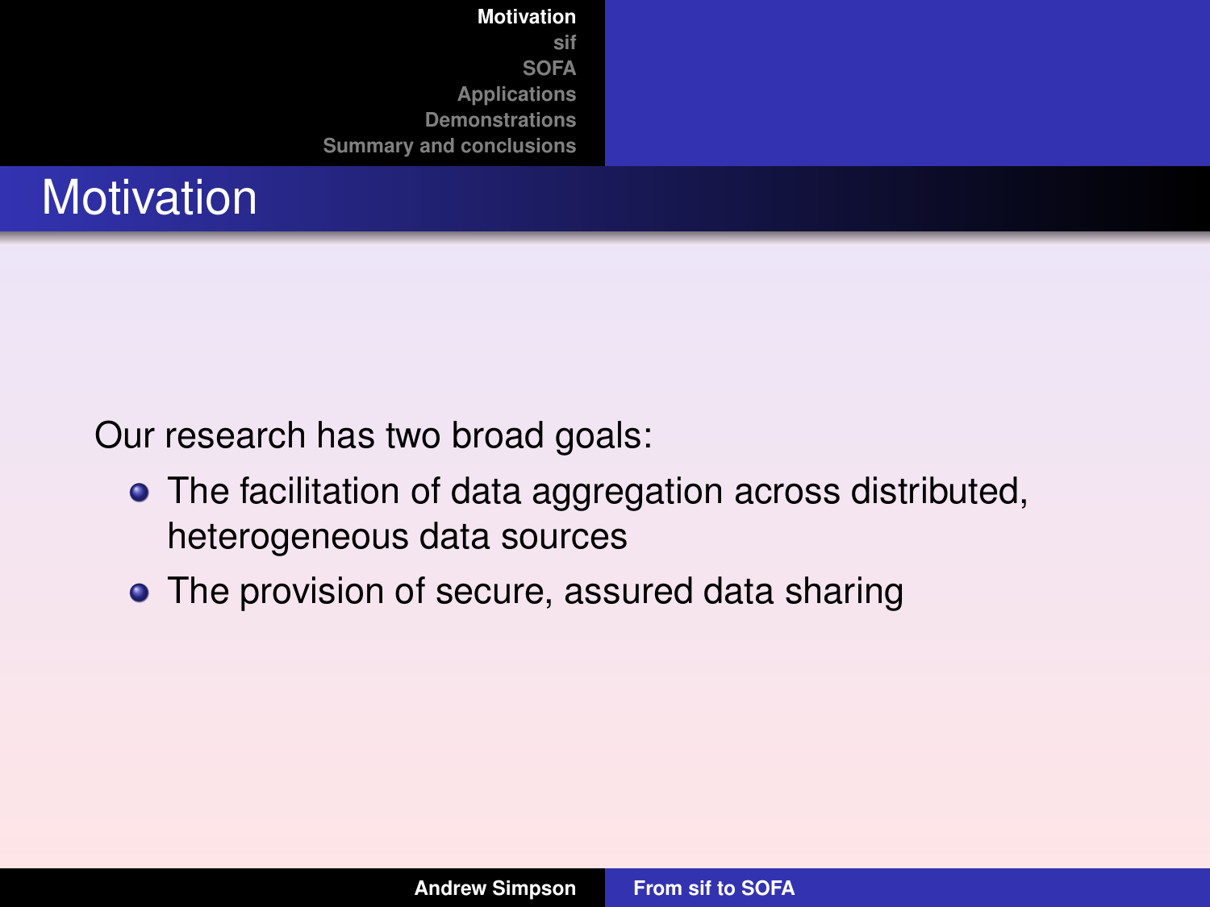# Motivation

Our research has two broad goals:

- The facilitation of data aggregation across distributed, heterogeneous data sources
- The provision of secure, assured data sharing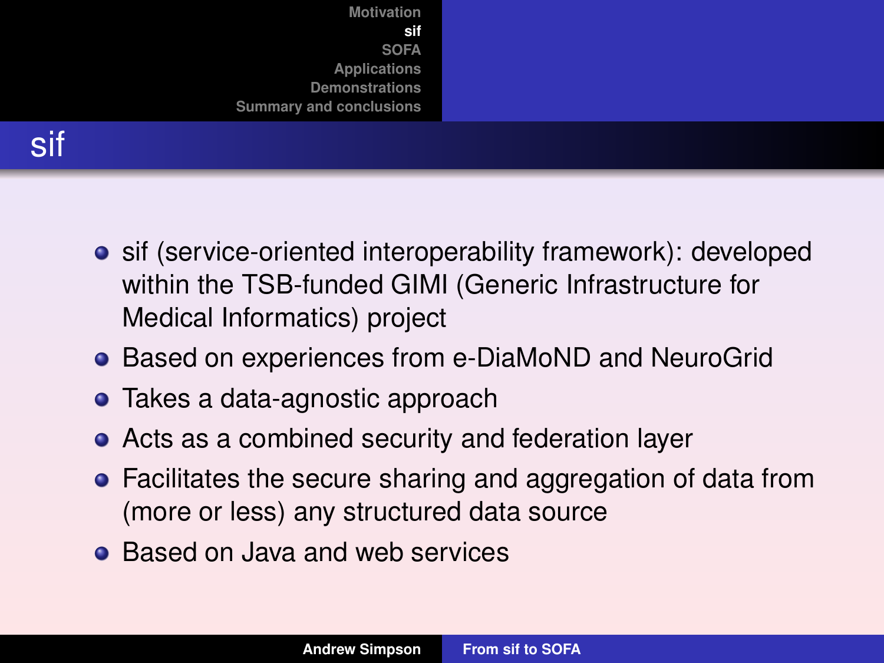# sif

- sif (service-oriented interoperability framework): developed within the TSB-funded GIMI (Generic Infrastructure for Medical Informatics) project
- Based on experiences from e-DiaMoND and NeuroGrid
- Takes a data-agnostic approach
- Acts as a combined security and federation layer
- Facilitates the secure sharing and aggregation of data from (more or less) any structured data source
- Based on Java and web services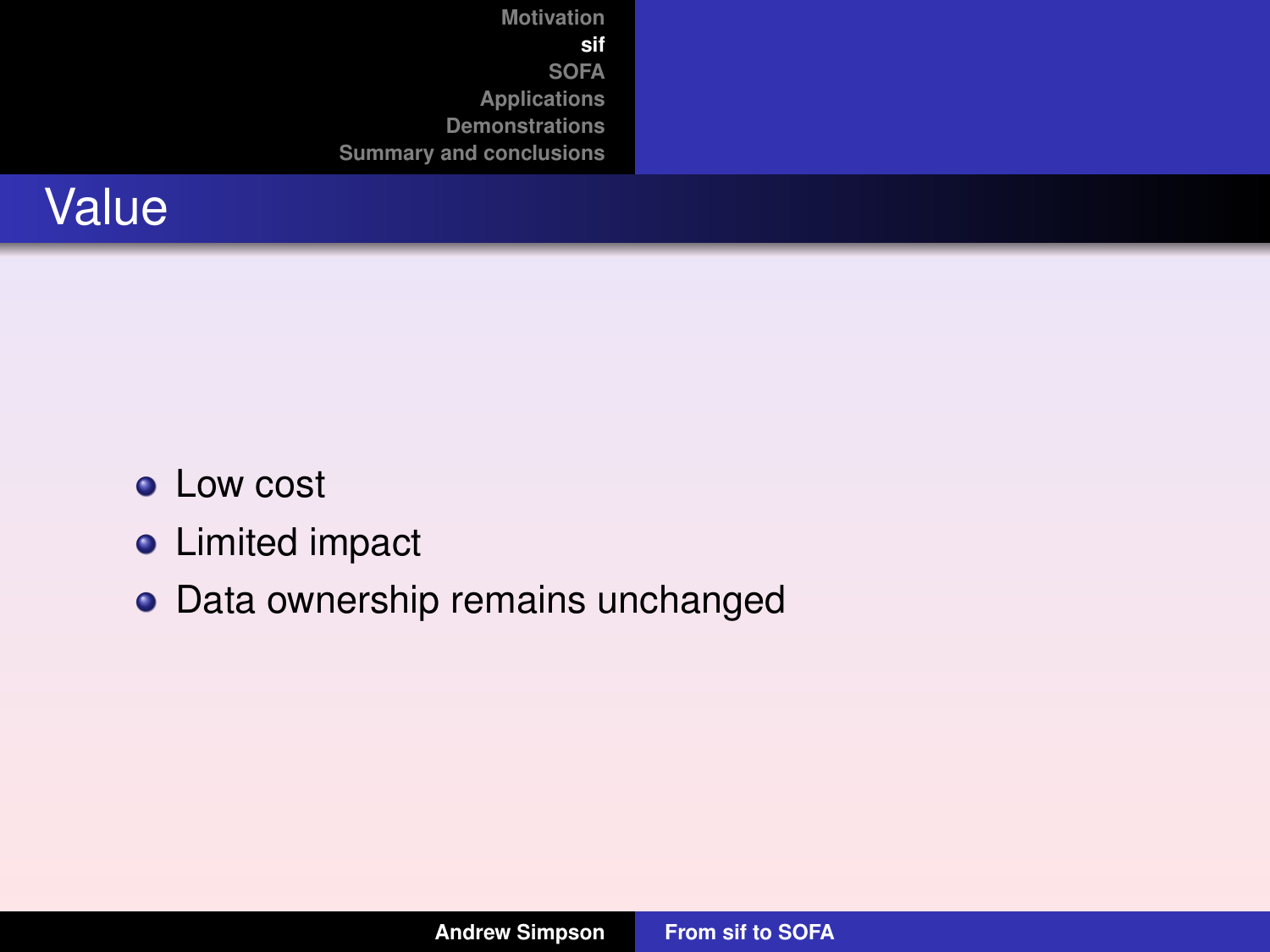# Value

- Low cost
- Limited impact
- Data ownership remains unchanged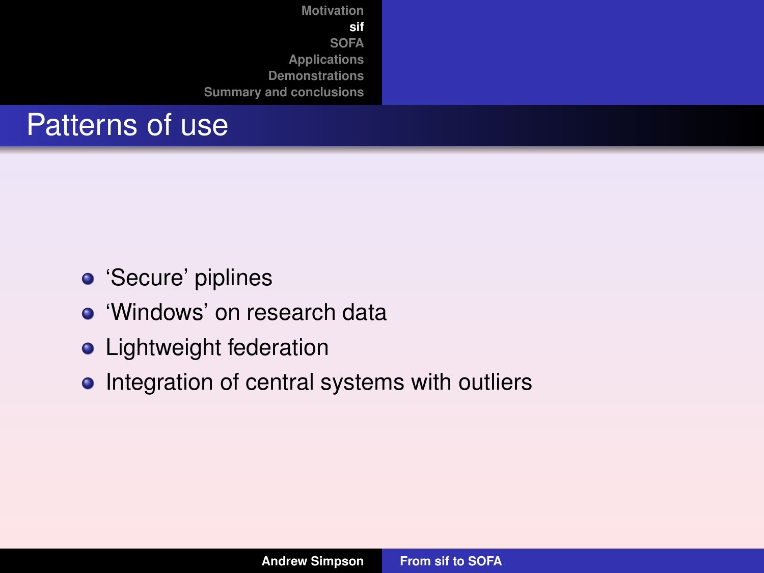# Patterns of use

- ‘Secure’ piplines
- ‘Windows’ on research data
- Lightweight federation
- Integration of central systems with outliers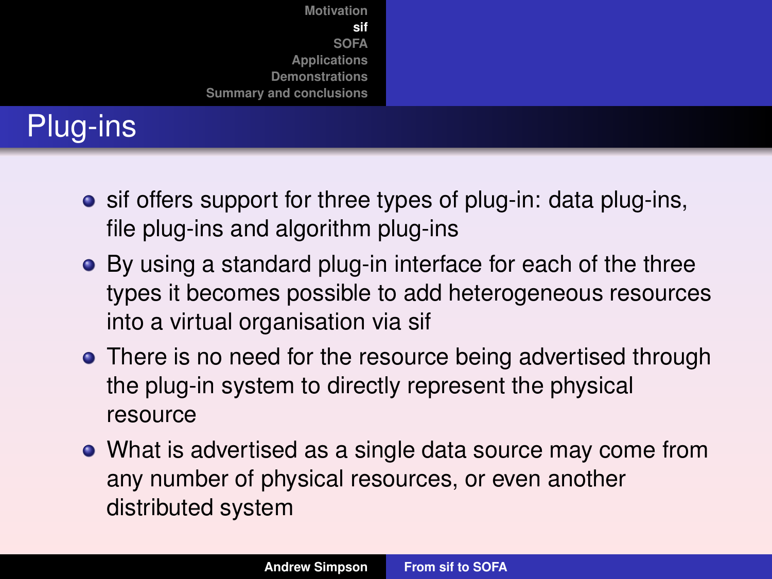# Plug-ins

- sif offers support for three types of plug-in: data plug-ins, file plug-ins and algorithm plug-ins
- By using a standard plug-in interface for each of the three types it becomes possible to add heterogeneous resources into a virtual organisation via sif
- There is no need for the resource being advertised through the plug-in system to directly represent the physical resource
- What is advertised as a single data source may come from any number of physical resources, or even another distributed system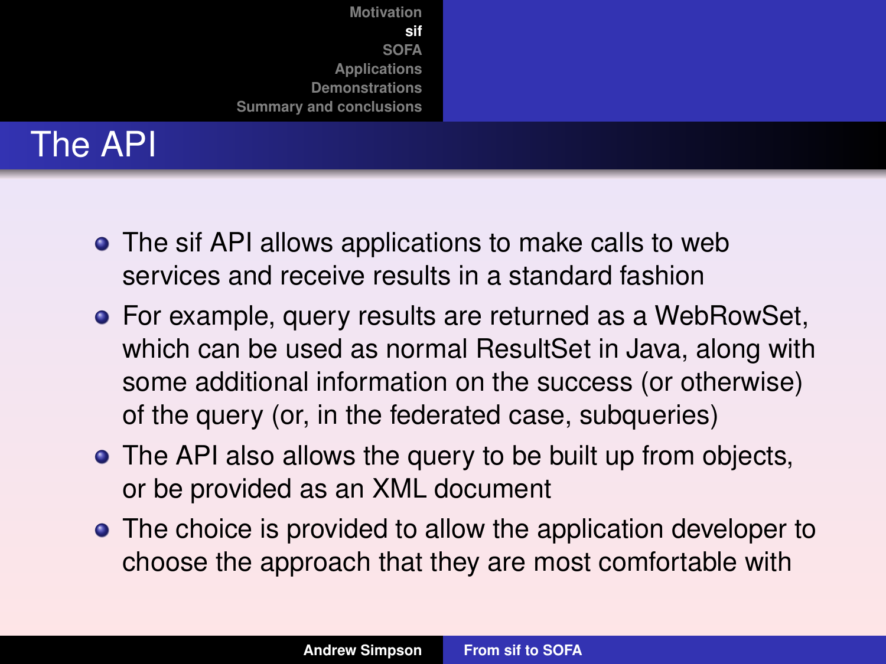# The API

- The sif API allows applications to make calls to web services and receive results in a standard fashion
- For example, query results are returned as a WebRowSet, which can be used as normal ResultSet in Java, along with some additional information on the success (or otherwise) of the query (or, in the federated case, subqueries)
- The API also allows the query to be built up from objects, or be provided as an XML document
- The choice is provided to allow the application developer to choose the approach that they are most comfortable with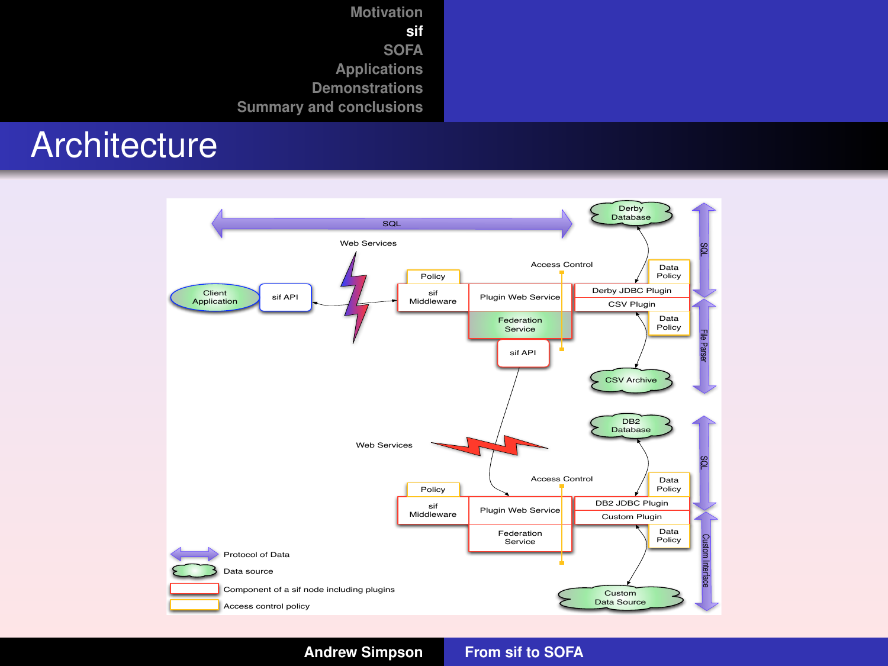# Architecture

SQL

Web Services

Access Control

Derby Database

SQL

Data Policy

Policy

Client Application

sif API

sif Middleware

Plugin Web Service

Derby JDBC Plugin

CSV Plugin

Data Policy

File Parser

Federation Service

sif API

CSV Archive

DB2 Database

SQL

Web Services

Access Control

Data Policy

Policy

sif Middleware

Plugin Web Service

DB2 JDBC Plugin

Custom Plugin

Data Policy

Custom Interface

Federation Service

Protocol of Data

Data source

Component of a sif node including plugins

Access control policy

Custom Data Source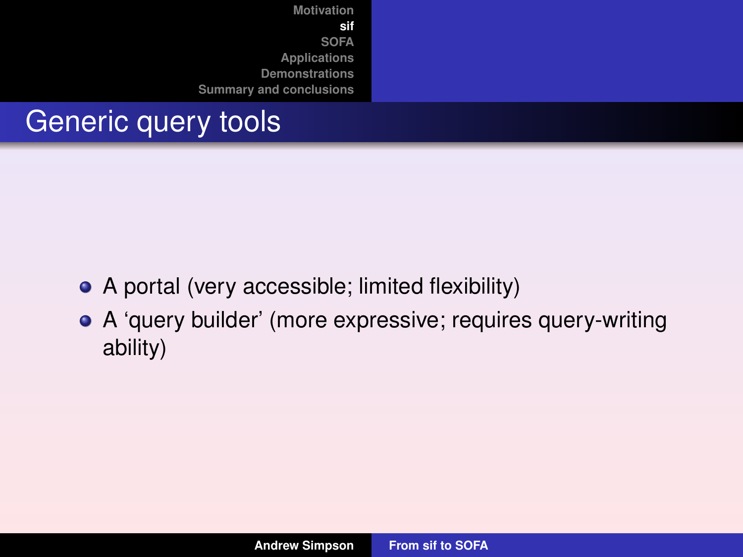# Generic query tools

- A portal (very accessible; limited flexibility)
- A 'query builder' (more expressive; requires query-writing ability)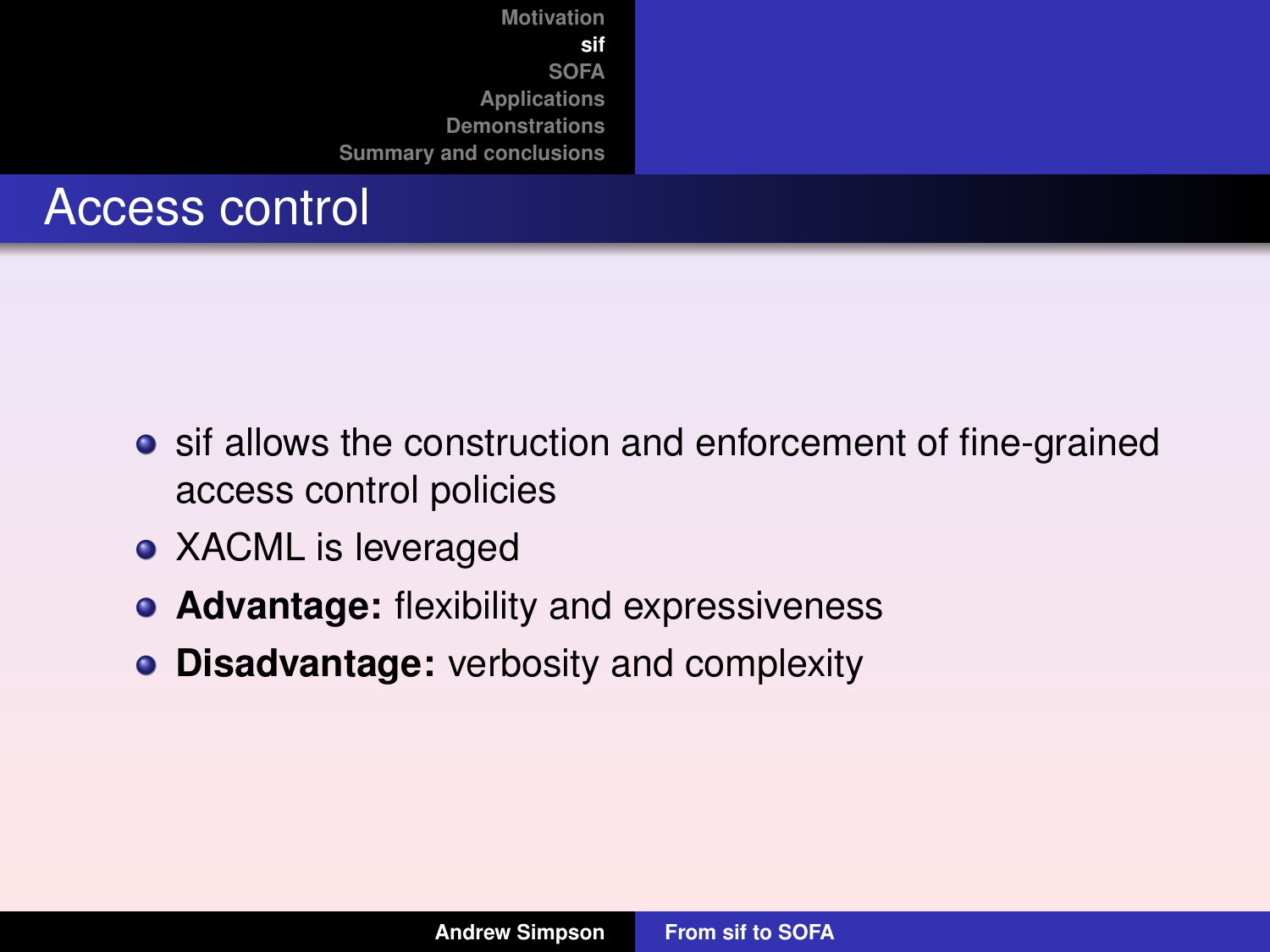# Access control

- sif allows the construction and enforcement of fine-grained access control policies
- XACML is leveraged
- **Advantage:** flexibility and expressiveness
- **Disadvantage:** verbosity and complexity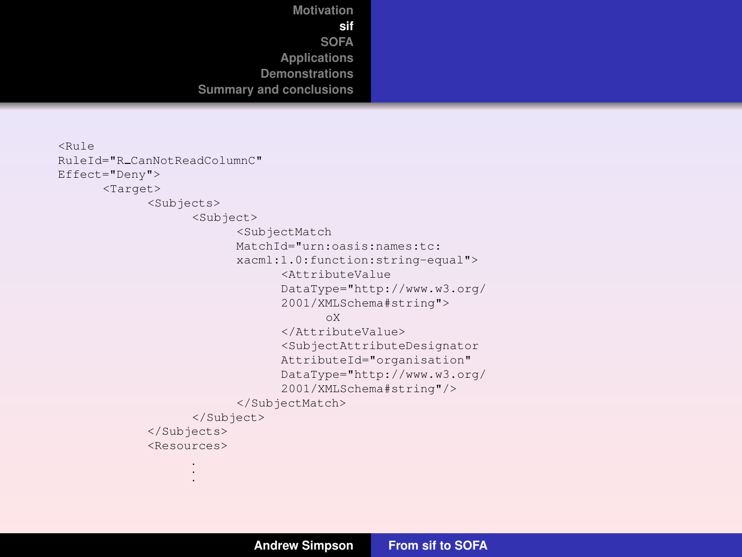```
<Rule
RuleId="R_CanNotReadColumnC"
Effect="Deny">
      <Target>
            <Subjects>
                  <Subject>
                        <SubjectMatch
                        MatchId="urn:oasis:names:tc:
                        xacml:1.0:function:string-equal">
                              <AttributeValue
                              DataType="http://www.w3.org/
                              2001/XMLSchema#string">
                                    oX
                              </AttributeValue>
                              <SubjectAttributeDesignator
                              AttributeId="organisation"
                              DataType="http://www.w3.org/
                              2001/XMLSchema#string"/>
                        </SubjectMatch>
                  </Subject>
            </Subjects>
            <Resources>
                  .
                  .
                  .
```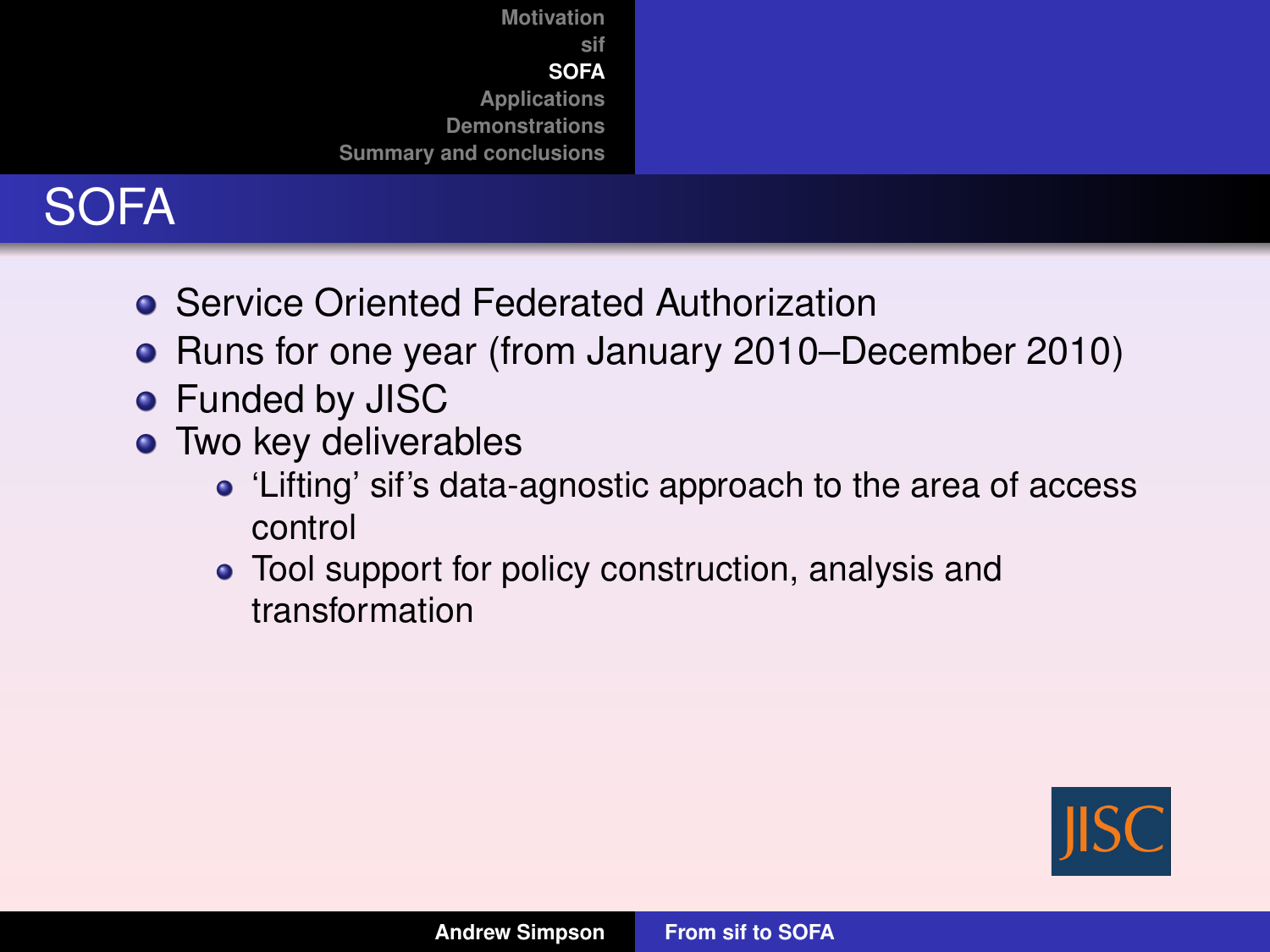# SOFA

- Service Oriented Federated Authorization
- Runs for one year (from January 2010–December 2010)
- Funded by JISC
- Two key deliverables
  - ‘Lifting’ sif’s data-agnostic approach to the area of access control
  - Tool support for policy construction, analysis and transformation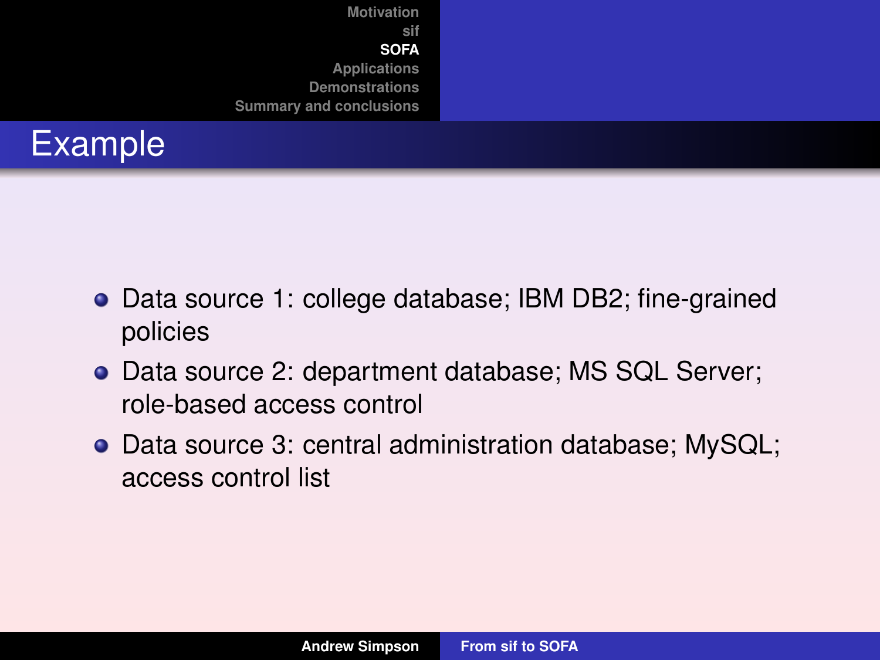# Example

- Data source 1: college database; IBM DB2; fine-grained policies
- Data source 2: department database; MS SQL Server; role-based access control
- Data source 3: central administration database; MySQL; access control list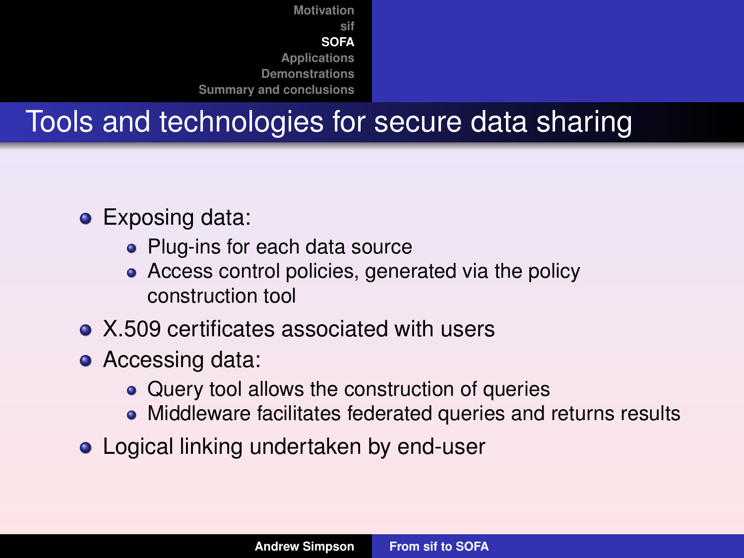# Tools and technologies for secure data sharing

- Exposing data:
  - Plug-ins for each data source
  - Access control policies, generated via the policy construction tool
- X.509 certificates associated with users
- Accessing data:
  - Query tool allows the construction of queries
  - Middleware facilitates federated queries and returns results
- Logical linking undertaken by end-user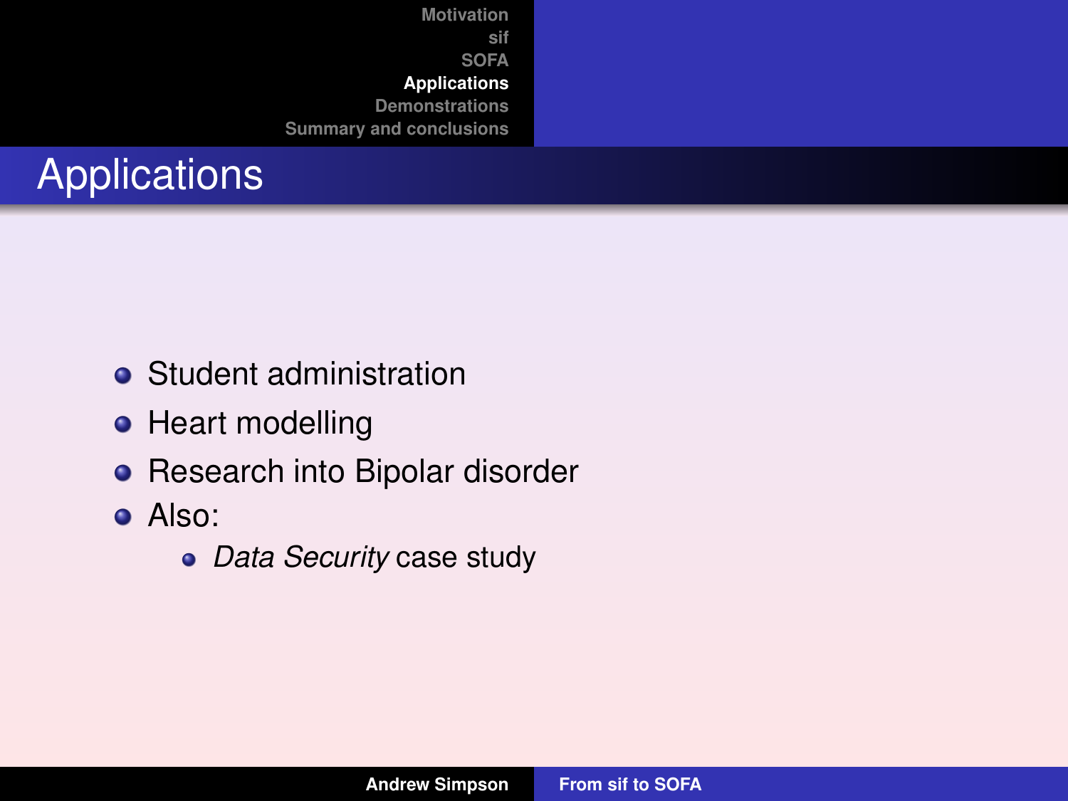# Applications

- Student administration
- Heart modelling
- Research into Bipolar disorder
- Also:
  - *Data Security* case study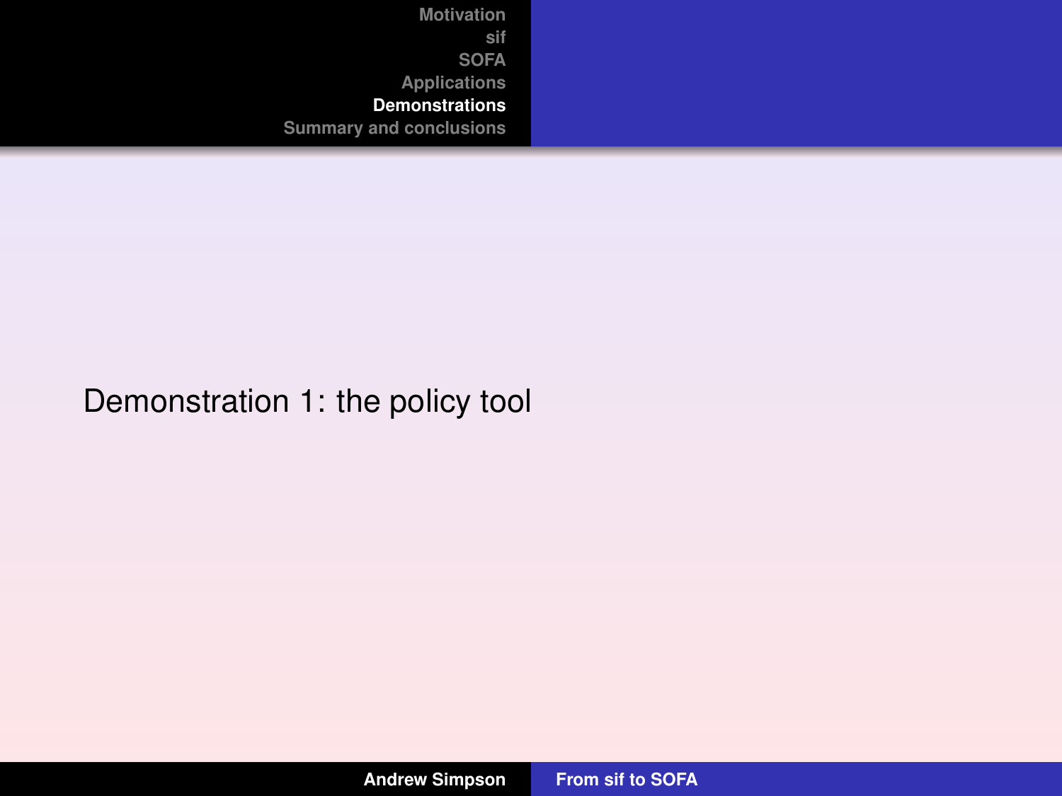Demonstration 1: the policy tool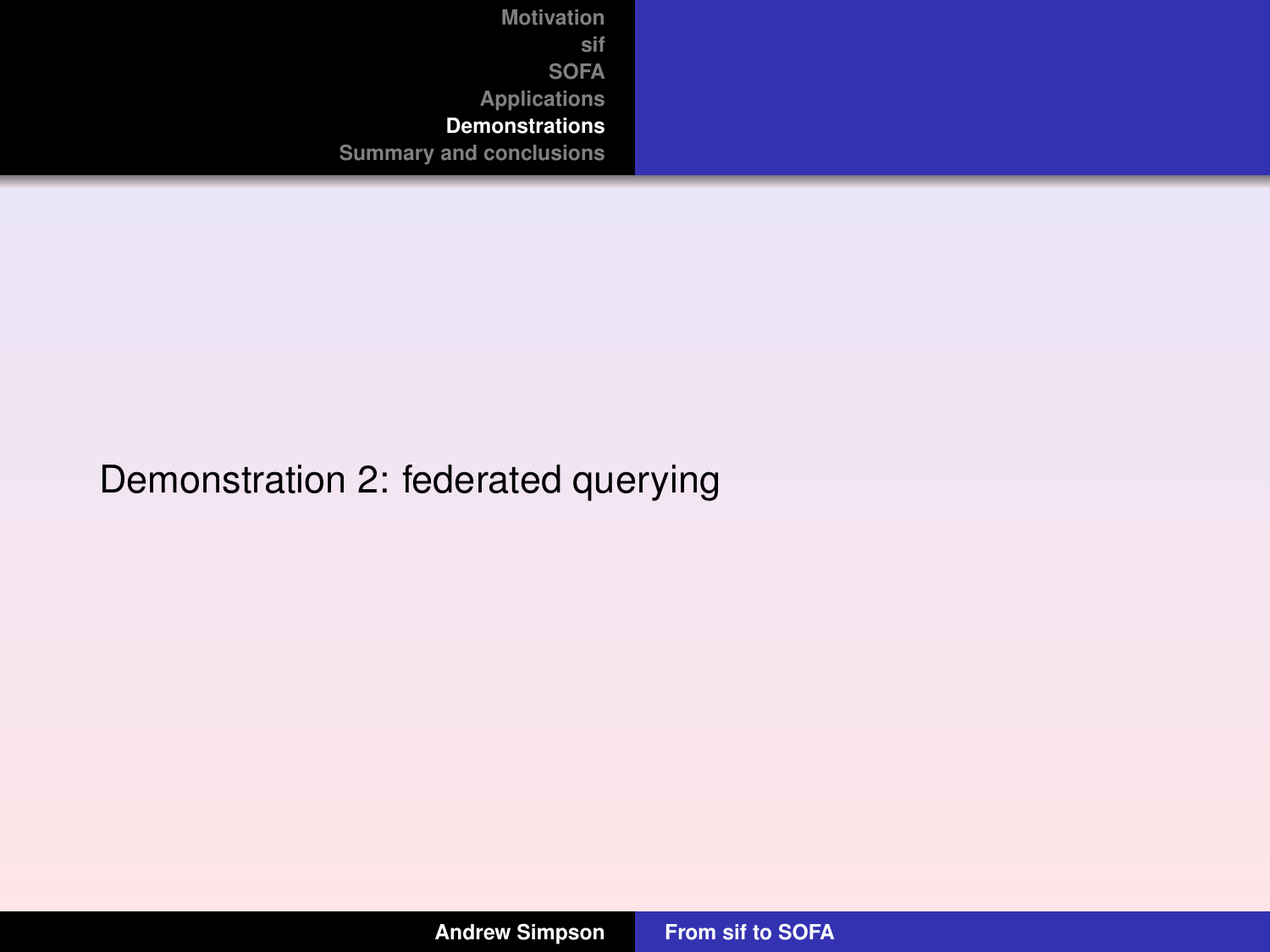Demonstration 2: federated querying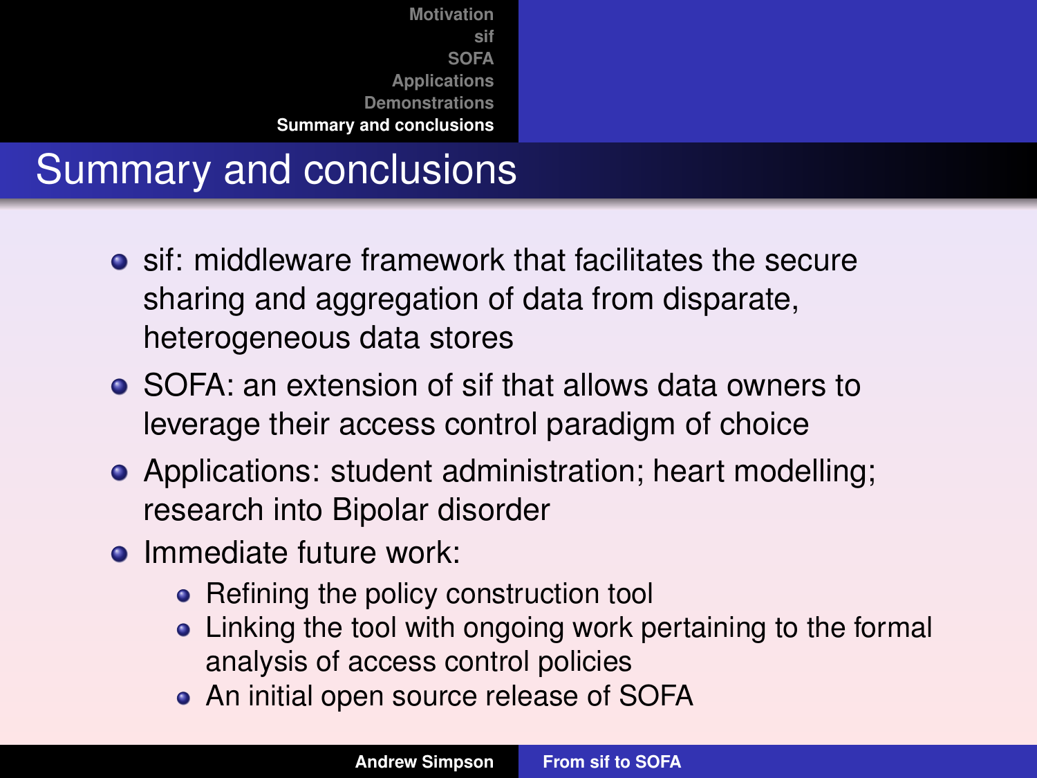# Summary and conclusions

- sif: middleware framework that facilitates the secure sharing and aggregation of data from disparate, heterogeneous data stores
- SOFA: an extension of sif that allows data owners to leverage their access control paradigm of choice
- Applications: student administration; heart modelling; research into Bipolar disorder
- Immediate future work:
  - Refining the policy construction tool
  - Linking the tool with ongoing work pertaining to the formal analysis of access control policies
  - An initial open source release of SOFA